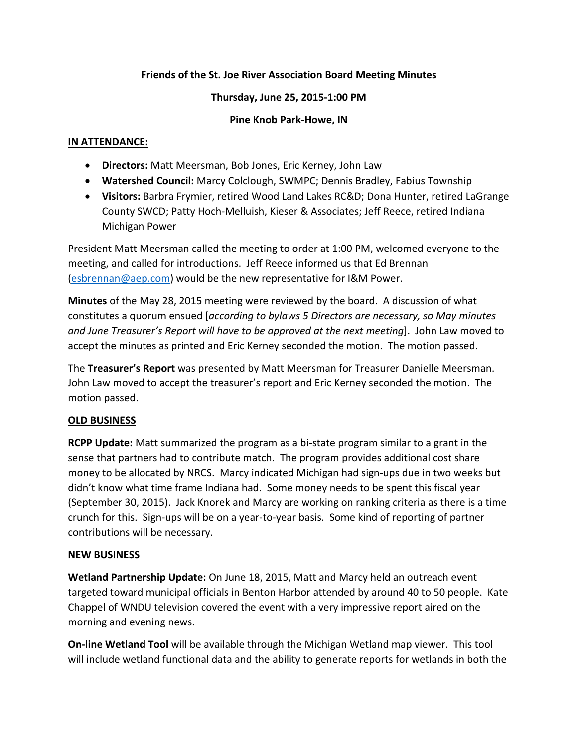**Friends of the St. Joe River Association Board Meeting Minutes**

**Thursday, June 25, 2015-1:00 PM**

**Pine Knob Park-Howe, IN**

**IN ATTENDANCE:**

- **Directors:** Matt Meersman, Bob Jones, Eric Kerney, John Law
- **Watershed Council:** Marcy Colclough, SWMPC; Dennis Bradley, Fabius Township
- **Visitors:** Barbra Frymier, retired Wood Land Lakes RC&D; Dona Hunter, retired LaGrange County SWCD; Patty Hoch-Melluish, Kieser & Associates; Jeff Reece, retired Indiana Michigan Power

President Matt Meersman called the meeting to order at 1:00 PM, welcomed everyone to the meeting, and called for introductions. Jeff Reece informed us that Ed Brennan (esbrennan@aep.com) would be the new representative for I&M Power.

**Minutes** of the May 28, 2015 meeting were reviewed by the board. A discussion of what constitutes a quorum ensued [*according to bylaws 5 Directors are necessary, so May minutes and June Treasurer's Report will have to be approved at the next meeting*]. John Law moved to accept the minutes as printed and Eric Kerney seconded the motion. The motion passed.

The **Treasurer's Report** was presented by Matt Meersman for Treasurer Danielle Meersman. John Law moved to accept the treasurer's report and Eric Kerney seconded the motion. The motion passed.

**OLD BUSINESS**

**RCPP Update:** Matt summarized the program as a bi-state program similar to a grant in the sense that partners had to contribute match. The program provides additional cost share money to be allocated by NRCS. Marcy indicated Michigan had sign-ups due in two weeks but didn't know what time frame Indiana had. Some money needs to be spent this fiscal year (September 30, 2015). Jack Knorek and Marcy are working on ranking criteria as there is a time crunch for this. Sign-ups will be on a year-to-year basis. Some kind of reporting of partner contributions will be necessary.

**NEW BUSINESS**

**Wetland Partnership Update:** On June 18, 2015, Matt and Marcy held an outreach event targeted toward municipal officials in Benton Harbor attended by around 40 to 50 people. Kate Chappel of WNDU television covered the event with a very impressive report aired on the morning and evening news.

**On-line Wetland Tool** will be available through the Michigan Wetland map viewer. This tool will include wetland functional data and the ability to generate reports for wetlands in both the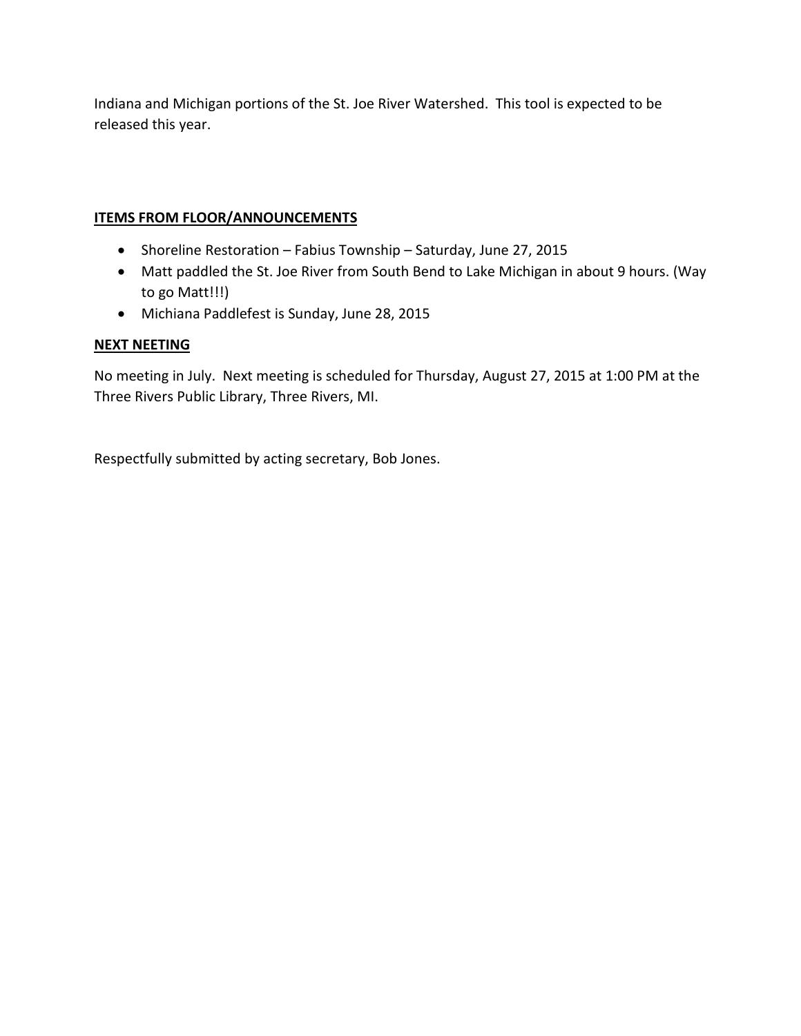Indiana and Michigan portions of the St. Joe River Watershed. This tool is expected to be released this year.

**ITEMS FROM FLOOR/ANNOUNCEMENTS**

- Shoreline Restoration – Fabius Township – Saturday, June 27, 2015
- Matt paddled the St. Joe River from South Bend to Lake Michigan in about 9 hours. (Way to go Matt!!!)
- Michiana Paddlefest is Sunday, June 28, 2015

**NEXT NEETING**

No meeting in July. Next meeting is scheduled for Thursday, August 27, 2015 at 1:00 PM at the Three Rivers Public Library, Three Rivers, MI.

Respectfully submitted by acting secretary, Bob Jones.